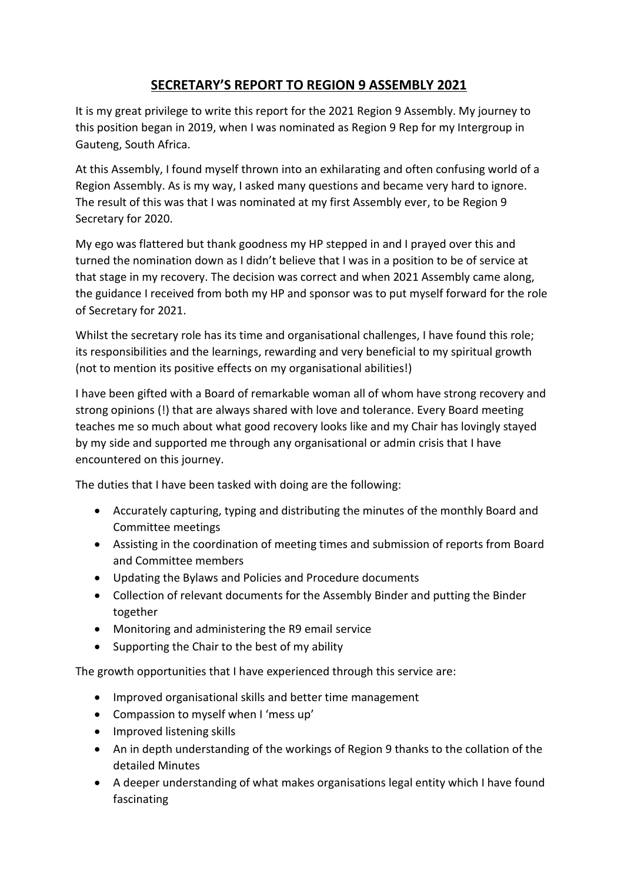# SECRETARY'S REPORT TO REGION 9 ASSEMBLY 2021

It is my great privilege to write this report for the 2021 Region 9 Assembly. My journey to this position began in 2019, when I was nominated as Region 9 Rep for my Intergroup in Gauteng, South Africa.

At this Assembly, I found myself thrown into an exhilarating and often confusing world of a Region Assembly. As is my way, I asked many questions and became very hard to ignore. The result of this was that I was nominated at my first Assembly ever, to be Region 9 Secretary for 2020.

My ego was flattered but thank goodness my HP stepped in and I prayed over this and turned the nomination down as I didn't believe that I was in a position to be of service at that stage in my recovery. The decision was correct and when 2021 Assembly came along, the guidance I received from both my HP and sponsor was to put myself forward for the role of Secretary for 2021.

Whilst the secretary role has its time and organisational challenges, I have found this role; its responsibilities and the learnings, rewarding and very beneficial to my spiritual growth (not to mention its positive effects on my organisational abilities!)

I have been gifted with a Board of remarkable woman all of whom have strong recovery and strong opinions (!) that are always shared with love and tolerance. Every Board meeting teaches me so much about what good recovery looks like and my Chair has lovingly stayed by my side and supported me through any organisational or admin crisis that I have encountered on this journey.

The duties that I have been tasked with doing are the following:

- Accurately capturing, typing and distributing the minutes of the monthly Board and Committee meetings
- Assisting in the coordination of meeting times and submission of reports from Board and Committee members
- Updating the Bylaws and Policies and Procedure documents
- Collection of relevant documents for the Assembly Binder and putting the Binder together
- Monitoring and administering the R9 email service
- Supporting the Chair to the best of my ability

The growth opportunities that I have experienced through this service are:

- Improved organisational skills and better time management
- Compassion to myself when I 'mess up'
- Improved listening skills
- An in depth understanding of the workings of Region 9 thanks to the collation of the detailed Minutes
- A deeper understanding of what makes organisations legal entity which I have found fascinating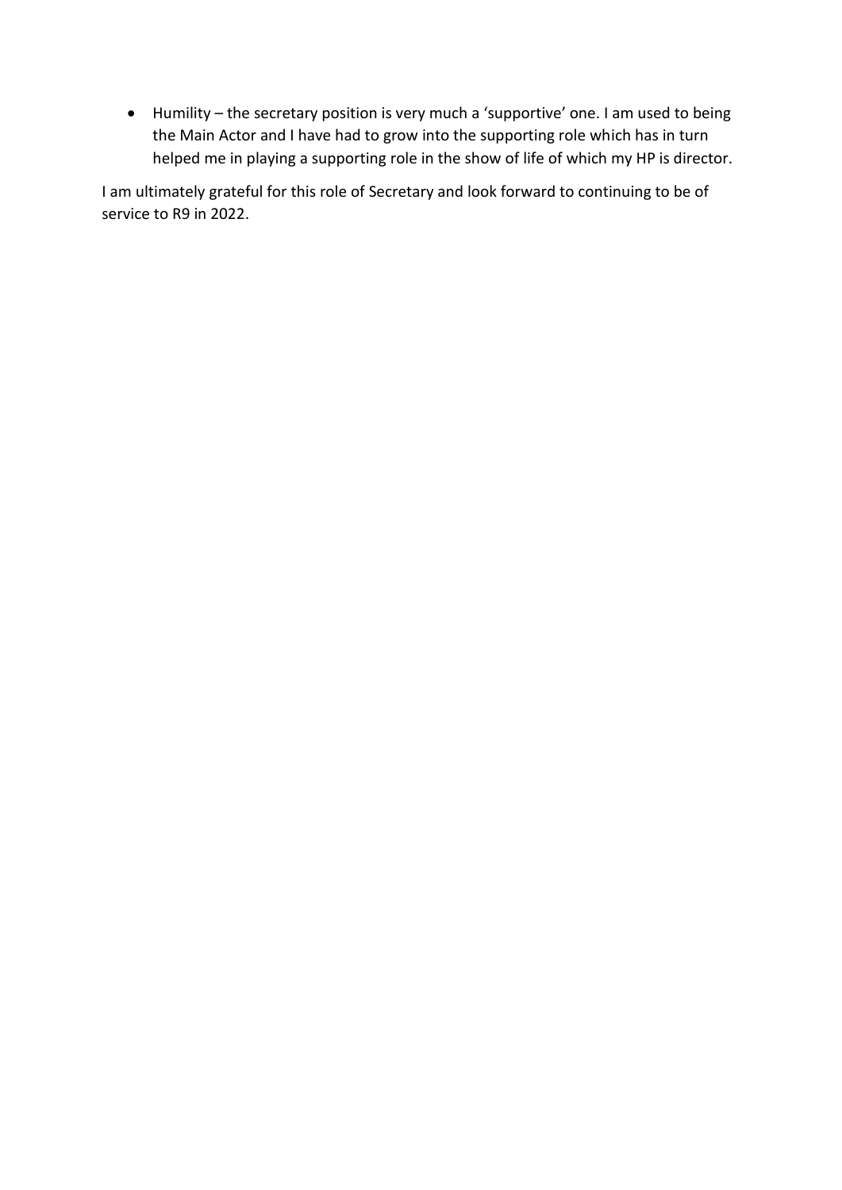- Humility – the secretary position is very much a 'supportive' one. I am used to being the Main Actor and I have had to grow into the supporting role which has in turn helped me in playing a supporting role in the show of life of which my HP is director.

I am ultimately grateful for this role of Secretary and look forward to continuing to be of service to R9 in 2022.